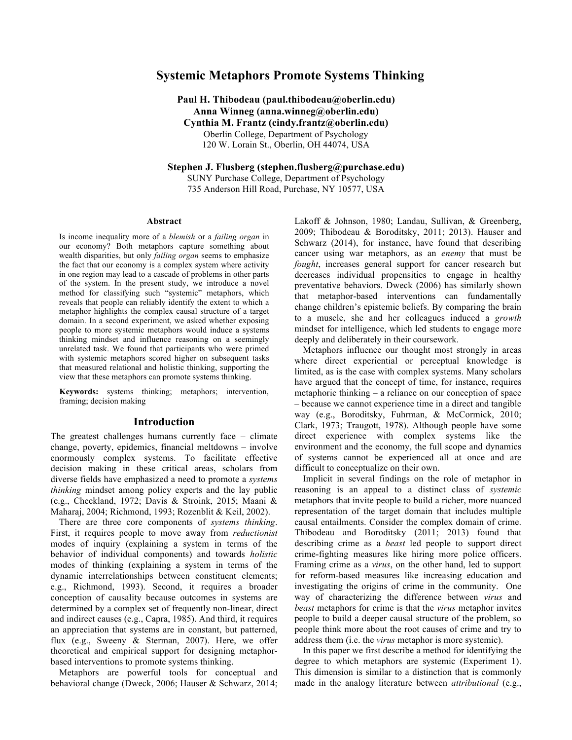# Systemic Metaphors Promote Systems Thinking

**Paul H. Thibodeau (paul.thibodeau@oberlin.edu)**
**Anna Winneg (anna.winneg@oberlin.edu)**
**Cynthia M. Frantz (cindy.frantz@oberlin.edu)**
Oberlin College, Department of Psychology
120 W. Lorain St., Oberlin, OH 44074, USA

**Stephen J. Flusberg (stephen.flusberg@purchase.edu)**
SUNY Purchase College, Department of Psychology
735 Anderson Hill Road, Purchase, NY 10577, USA

## Abstract

Is income inequality more of a *blemish* or a *failing organ* in our economy? Both metaphors capture something about wealth disparities, but only *failing organ* seems to emphasize the fact that our economy is a complex system where activity in one region may lead to a cascade of problems in other parts of the system. In the present study, we introduce a novel method for classifying such "systemic" metaphors, which reveals that people can reliably identify the extent to which a metaphor highlights the complex causal structure of a target domain. In a second experiment, we asked whether exposing people to more systemic metaphors would induce a systems thinking mindset and influence reasoning on a seemingly unrelated task. We found that participants who were primed with systemic metaphors scored higher on subsequent tasks that measured relational and holistic thinking, supporting the view that these metaphors can promote systems thinking.

**Keywords:** systems thinking; metaphors; intervention, framing; decision making

## Introduction

The greatest challenges humans currently face – climate change, poverty, epidemics, financial meltdowns – involve enormously complex systems. To facilitate effective decision making in these critical areas, scholars from diverse fields have emphasized a need to promote a *systems thinking* mindset among policy experts and the lay public (e.g., Checkland, 1972; Davis & Stroink, 2015; Maani & Maharaj, 2004; Richmond, 1993; Rozenblit & Keil, 2002).

There are three core components of *systems thinking*. First, it requires people to move away from *reductionist* modes of inquiry (explaining a system in terms of the behavior of individual components) and towards *holistic* modes of thinking (explaining a system in terms of the dynamic interrelationships between constituent elements; e.g., Richmond, 1993). Second, it requires a broader conception of causality because outcomes in systems are determined by a complex set of frequently non-linear, direct and indirect causes (e.g., Capra, 1985). And third, it requires an appreciation that systems are in constant, but patterned, flux (e.g., Sweeny & Sterman, 2007). Here, we offer theoretical and empirical support for designing metaphor-based interventions to promote systems thinking.

Metaphors are powerful tools for conceptual and behavioral change (Dweck, 2006; Hauser & Schwarz, 2014; Lakoff & Johnson, 1980; Landau, Sullivan, & Greenberg, 2009; Thibodeau & Boroditsky, 2011; 2013). Hauser and Schwarz (2014), for instance, have found that describing cancer using war metaphors, as an *enemy* that must be *fought*, increases general support for cancer research but decreases individual propensities to engage in healthy preventative behaviors. Dweck (2006) has similarly shown that metaphor-based interventions can fundamentally change children's epistemic beliefs. By comparing the brain to a muscle, she and her colleagues induced a *growth* mindset for intelligence, which led students to engage more deeply and deliberately in their coursework.

Metaphors influence our thought most strongly in areas where direct experiential or perceptual knowledge is limited, as is the case with complex systems. Many scholars have argued that the concept of time, for instance, requires metaphoric thinking – a reliance on our conception of space – because we cannot experience time in a direct and tangible way (e.g., Boroditsky, Fuhrman, & McCormick, 2010; Clark, 1973; Traugott, 1978). Although people have some direct experience with complex systems like the environment and the economy, the full scope and dynamics of systems cannot be experienced all at once and are difficult to conceptualize on their own.

Implicit in several findings on the role of metaphor in reasoning is an appeal to a distinct class of *systemic* metaphors that invite people to build a richer, more nuanced representation of the target domain that includes multiple causal entailments. Consider the complex domain of crime. Thibodeau and Boroditsky (2011; 2013) found that describing crime as a *beast* led people to support direct crime-fighting measures like hiring more police officers. Framing crime as a *virus*, on the other hand, led to support for reform-based measures like increasing education and investigating the origins of crime in the community. One way of characterizing the difference between *virus* and *beast* metaphors for crime is that the *virus* metaphor invites people to build a deeper causal structure of the problem, so people think more about the root causes of crime and try to address them (i.e. the *virus* metaphor is more systemic).

In this paper we first describe a method for identifying the degree to which metaphors are systemic (Experiment 1). This dimension is similar to a distinction that is commonly made in the analogy literature between *attributional* (e.g.,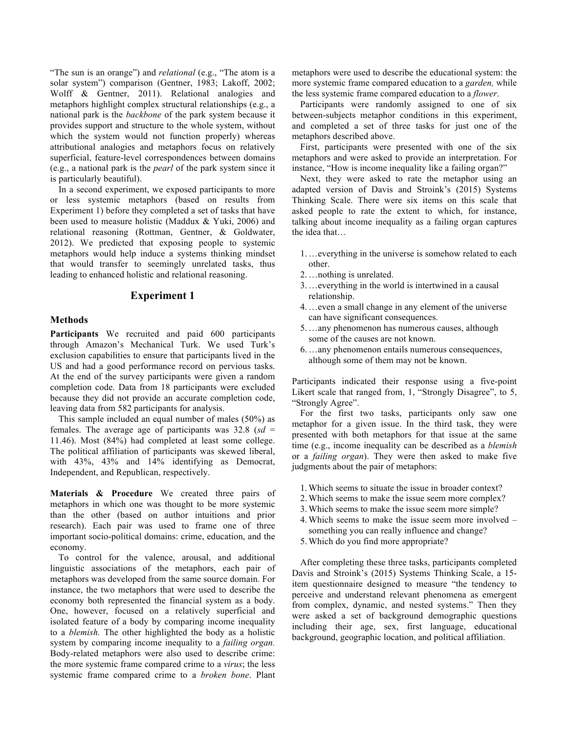"The sun is an orange") and *relational* (e.g., "The atom is a solar system") comparison (Gentner, 1983; Lakoff, 2002; Wolff & Gentner, 2011). Relational analogies and metaphors highlight complex structural relationships (e.g., a national park is the *backbone* of the park system because it provides support and structure to the whole system, without which the system would not function properly) whereas attributional analogies and metaphors focus on relatively superficial, feature-level correspondences between domains (e.g., a national park is the *pearl* of the park system since it is particularly beautiful).

In a second experiment, we exposed participants to more or less systemic metaphors (based on results from Experiment 1) before they completed a set of tasks that have been used to measure holistic (Maddux & Yuki, 2006) and relational reasoning (Rottman, Gentner, & Goldwater, 2012). We predicted that exposing people to systemic metaphors would help induce a systems thinking mindset that would transfer to seemingly unrelated tasks, thus leading to enhanced holistic and relational reasoning.

## Experiment 1

### Methods

**Participants** We recruited and paid 600 participants through Amazon's Mechanical Turk. We used Turk's exclusion capabilities to ensure that participants lived in the US and had a good performance record on pervious tasks. At the end of the survey participants were given a random completion code. Data from 18 participants were excluded because they did not provide an accurate completion code, leaving data from 582 participants for analysis.

This sample included an equal number of males (50%) as females. The average age of participants was 32.8 (*sd* = 11.46). Most (84%) had completed at least some college. The political affiliation of participants was skewed liberal, with 43%, 43% and 14% identifying as Democrat, Independent, and Republican, respectively.

**Materials & Procedure** We created three pairs of metaphors in which one was thought to be more systemic than the other (based on author intuitions and prior research). Each pair was used to frame one of three important socio-political domains: crime, education, and the economy.

To control for the valence, arousal, and additional linguistic associations of the metaphors, each pair of metaphors was developed from the same source domain. For instance, the two metaphors that were used to describe the economy both represented the financial system as a body. One, however, focused on a relatively superficial and isolated feature of a body by comparing income inequality to a *blemish.* The other highlighted the body as a holistic system by comparing income inequality to a *failing organ.* Body-related metaphors were also used to describe crime: the more systemic frame compared crime to a *virus*; the less systemic frame compared crime to a *broken bone*. Plant metaphors were used to describe the educational system: the more systemic frame compared education to a *garden,* while the less systemic frame compared education to a *flower*.

Participants were randomly assigned to one of six between-subjects metaphor conditions in this experiment, and completed a set of three tasks for just one of the metaphors described above.

First, participants were presented with one of the six metaphors and were asked to provide an interpretation. For instance, "How is income inequality like a failing organ?"

Next, they were asked to rate the metaphor using an adapted version of Davis and Stroink's (2015) Systems Thinking Scale. There were six items on this scale that asked people to rate the extent to which, for instance, talking about income inequality as a failing organ captures the idea that…

1. …everything in the universe is somehow related to each other.
2. …nothing is unrelated.
3. …everything in the world is intertwined in a causal relationship.
4. …even a small change in any element of the universe can have significant consequences.
5. …any phenomenon has numerous causes, although some of the causes are not known.
6. …any phenomenon entails numerous consequences, although some of them may not be known.

Participants indicated their response using a five-point Likert scale that ranged from, 1, "Strongly Disagree", to 5, "Strongly Agree".

For the first two tasks, participants only saw one metaphor for a given issue. In the third task, they were presented with both metaphors for that issue at the same time (e.g., income inequality can be described as a *blemish* or a *failing organ*). They were then asked to make five judgments about the pair of metaphors:

1. Which seems to situate the issue in broader context?
2. Which seems to make the issue seem more complex?
3. Which seems to make the issue seem more simple?
4. Which seems to make the issue seem more involved – something you can really influence and change?
5. Which do you find more appropriate?

After completing these three tasks, participants completed Davis and Stroink's (2015) Systems Thinking Scale, a 15-item questionnaire designed to measure "the tendency to perceive and understand relevant phenomena as emergent from complex, dynamic, and nested systems." Then they were asked a set of background demographic questions including their age, sex, first language, educational background, geographic location, and political affiliation.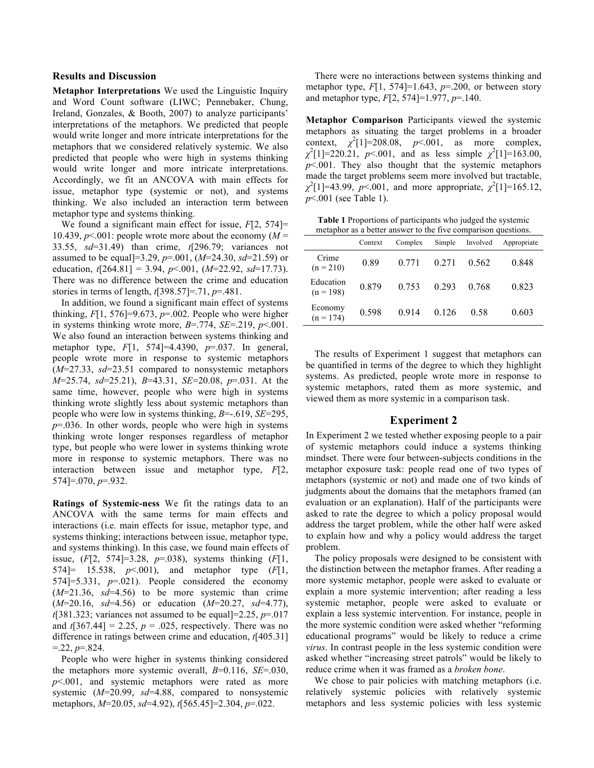## Results and Discussion

**Metaphor Interpretations** We used the Linguistic Inquiry and Word Count software (LIWC; Pennebaker, Chung, Ireland, Gonzales, & Booth, 2007) to analyze participants' interpretations of the metaphors. We predicted that people would write longer and more intricate interpretations for the metaphors that we considered relatively systemic. We also predicted that people who were high in systems thinking would write longer and more intricate interpretations. Accordingly, we fit an ANCOVA with main effects for issue, metaphor type (systemic or not), and systems thinking. We also included an interaction term between metaphor type and systems thinking.

We found a significant main effect for issue, $F[2, 574]= 10.439$, $p<.001$: people wrote more about the economy ($M = 33.55$, $sd=31.49$) than crime, $t[296.79$; variances not assumed to be equal$]=3.29$, $p=.001$, ($M=24.30$, $sd=21.59$) or education, $t[264.81] = 3.94$, $p<.001$, ($M=22.92$, $sd=17.73$). There was no difference between the crime and education stories in terms of length, $t[398.57]=.71$, $p=.481$.

In addition, we found a significant main effect of systems thinking, $F[1, 576]=9.673$, $p=.002$. People who were higher in systems thinking wrote more, $B=.774$, $SE=.219$, $p<.001$. We also found an interaction between systems thinking and metaphor type, $F[1, 574]=4.4390$, $p=.037$. In general, people wrote more in response to systemic metaphors ($M=27.33$, $sd=23.51$ compared to nonsystemic metaphors $M=25.74$, $sd=25.21$), $B=43.31$, $SE=20.08$, $p=.031$. At the same time, however, people who were high in systems thinking wrote slightly less about systemic metaphors than people who were low in systems thinking, $B=-.619$, $SE=295$, $p=.036$. In other words, people who were high in systems thinking wrote longer responses regardless of metaphor type, but people who were lower in systems thinking wrote more in response to systemic metaphors. There was no interaction between issue and metaphor type, $F[2, 574]=.070$, $p=.932$.

**Ratings of Systemic-ness** We fit the ratings data to an ANCOVA with the same terms for main effects and interactions (i.e. main effects for issue, metaphor type, and systems thinking; interactions between issue, metaphor type, and systems thinking). In this case, we found main effects of issue, ($F[2, 574]=3.28$, $p=.038$), systems thinking ($F[1, 574]= 15.538$, $p<.001$), and metaphor type ($F[1, 574]=5.331$, $p=.021$). People considered the economy ($M=21.36$, $sd=4.56$) to be more systemic than crime ($M=20.16$, $sd=4.56$) or education ($M=20.27$, $sd=4.77$), $t[381.323$; variances not assumed to be equal$]=2.25$, $p=.017$ and $t[367.44] = 2.25$, $p = .025$, respectively. There was no difference in ratings between crime and education, $t[405.31] =.22$, $p=.824$.

People who were higher in systems thinking considered the metaphors more systemic overall, $B=0.116$, $SE=.030$, $p<.001$, and systemic metaphors were rated as more systemic ($M=20.99$, $sd=4.88$, compared to nonsystemic metaphors, $M=20.05$, $sd=4.92$), $t[565.45]=2.304$, $p=.022$.

There were no interactions between systems thinking and metaphor type, $F[1, 574]=1.643$, $p=.200$, or between story and metaphor type, $F[2, 574]=1.977$, $p=.140$.

**Metaphor Comparison** Participants viewed the systemic metaphors as situating the target problems in a broader context, $\chi^2[1]=208.08$, $p<.001$, as more complex, $\chi^2[1]=220.21$, $p<.001$, and as less simple $\chi^2[1]=163.00$, $p<.001$. They also thought that the systemic metaphors made the target problems seem more involved but tractable, $\chi^2[1]=43.99$, $p<.001$, and more appropriate, $\chi^2[1]=165.12$, $p<.001$ (see Table 1).

**Table 1** Proportions of participants who judged the systemic metaphor as a better answer to the five comparison questions.

| | Context | Complex | Simple | Involved | Appropriate |
|---|---|---|---|---|---|
| Crime (n = 210) | 0.89 | 0.771 | 0.271 | 0.562 | 0.848 |
| Education (n = 198) | 0.879 | 0.753 | 0.293 | 0.768 | 0.823 |
| Economy (n = 174) | 0.598 | 0.914 | 0.126 | 0.58 | 0.603 |

The results of Experiment 1 suggest that metaphors can be quantified in terms of the degree to which they highlight systems. As predicted, people wrote more in response to systemic metaphors, rated them as more systemic, and viewed them as more systemic in a comparison task.

# Experiment 2

In Experiment 2 we tested whether exposing people to a pair of systemic metaphors could induce a systems thinking mindset. There were four between-subjects conditions in the metaphor exposure task: people read one of two types of metaphors (systemic or not) and made one of two kinds of judgments about the domains that the metaphors framed (an evaluation or an explanation). Half of the participants were asked to rate the degree to which a policy proposal would address the target problem, while the other half were asked to explain how and why a policy would address the target problem.

The policy proposals were designed to be consistent with the distinction between the metaphor frames. After reading a more systemic metaphor, people were asked to evaluate or explain a more systemic intervention; after reading a less systemic metaphor, people were asked to evaluate or explain a less systemic intervention. For instance, people in the more systemic condition were asked whether "reforming educational programs" would be likely to reduce a crime *virus*. In contrast people in the less systemic condition were asked whether "increasing street patrols" would be likely to reduce crime when it was framed as a *broken bone*.

We chose to pair policies with matching metaphors (i.e. relatively systemic policies with relatively systemic metaphors and less systemic policies with less systemic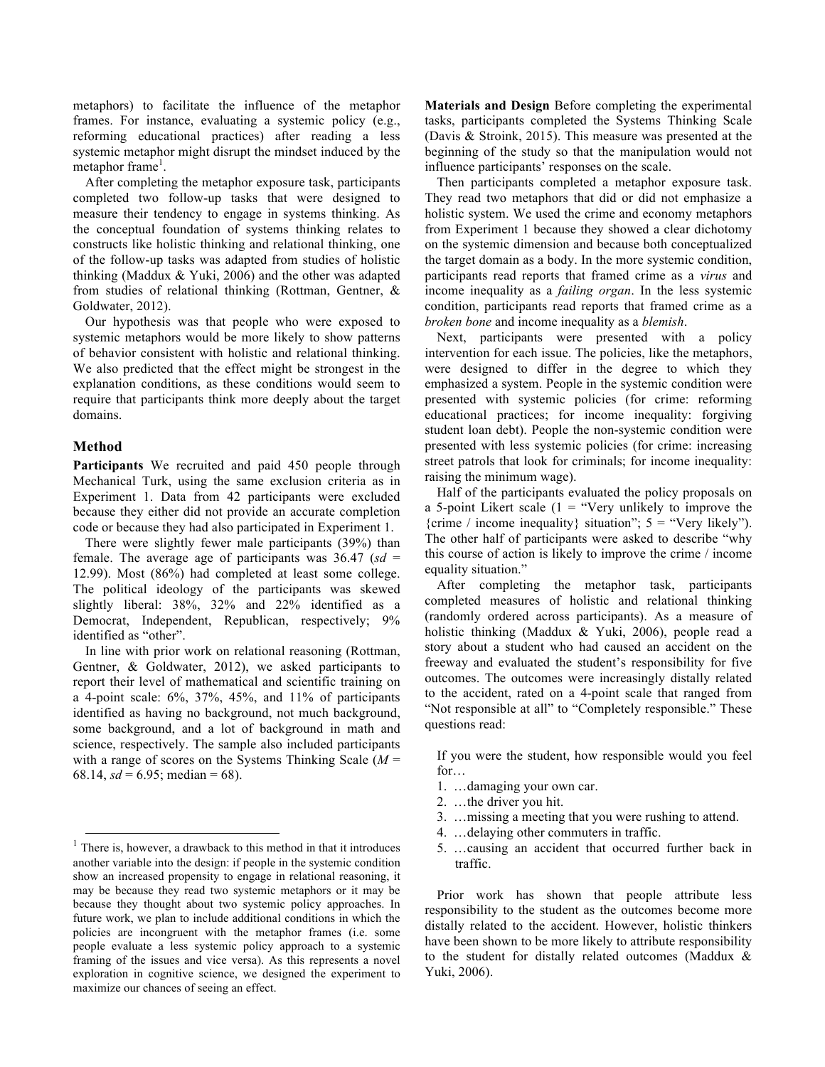metaphors) to facilitate the influence of the metaphor frames. For instance, evaluating a systemic policy (e.g., reforming educational practices) after reading a less systemic metaphor might disrupt the mindset induced by the metaphor frame[1].

After completing the metaphor exposure task, participants completed two follow-up tasks that were designed to measure their tendency to engage in systems thinking. As the conceptual foundation of systems thinking relates to constructs like holistic thinking and relational thinking, one of the follow-up tasks was adapted from studies of holistic thinking (Maddux & Yuki, 2006) and the other was adapted from studies of relational thinking (Rottman, Gentner, & Goldwater, 2012).

Our hypothesis was that people who were exposed to systemic metaphors would be more likely to show patterns of behavior consistent with holistic and relational thinking. We also predicted that the effect might be strongest in the explanation conditions, as these conditions would seem to require that participants think more deeply about the target domains.

## Method

**Participants** We recruited and paid 450 people through Mechanical Turk, using the same exclusion criteria as in Experiment 1. Data from 42 participants were excluded because they either did not provide an accurate completion code or because they had also participated in Experiment 1.

There were slightly fewer male participants (39%) than female. The average age of participants was 36.47 ($sd$ = 12.99). Most (86%) had completed at least some college. The political ideology of the participants was skewed slightly liberal: 38%, 32% and 22% identified as a Democrat, Independent, Republican, respectively; 9% identified as "other".

In line with prior work on relational reasoning (Rottman, Gentner, & Goldwater, 2012), we asked participants to report their level of mathematical and scientific training on a 4-point scale: 6%, 37%, 45%, and 11% of participants identified as having no background, not much background, some background, and a lot of background in math and science, respectively. The sample also included participants with a range of scores on the Systems Thinking Scale ($M$ = 68.14, $sd$ = 6.95; median = 68).

**Materials and Design** Before completing the experimental tasks, participants completed the Systems Thinking Scale (Davis & Stroink, 2015). This measure was presented at the beginning of the study so that the manipulation would not influence participants' responses on the scale.

Then participants completed a metaphor exposure task. They read two metaphors that did or did not emphasize a holistic system. We used the crime and economy metaphors from Experiment 1 because they showed a clear dichotomy on the systemic dimension and because both conceptualized the target domain as a body. In the more systemic condition, participants read reports that framed crime as a *virus* and income inequality as a *failing organ*. In the less systemic condition, participants read reports that framed crime as a *broken bone* and income inequality as a *blemish*.

Next, participants were presented with a policy intervention for each issue. The policies, like the metaphors, were designed to differ in the degree to which they emphasized a system. People in the systemic condition were presented with systemic policies (for crime: reforming educational practices; for income inequality: forgiving student loan debt). People the non-systemic condition were presented with less systemic policies (for crime: increasing street patrols that look for criminals; for income inequality: raising the minimum wage).

Half of the participants evaluated the policy proposals on a 5-point Likert scale (1 = "Very unlikely to improve the {crime / income inequality} situation"; 5 = "Very likely"). The other half of participants were asked to describe "why this course of action is likely to improve the crime / income equality situation."

After completing the metaphor task, participants completed measures of holistic and relational thinking (randomly ordered across participants). As a measure of holistic thinking (Maddux & Yuki, 2006), people read a story about a student who had caused an accident on the freeway and evaluated the student's responsibility for five outcomes. The outcomes were increasingly distally related to the accident, rated on a 4-point scale that ranged from "Not responsible at all" to "Completely responsible." These questions read:

> If you were the student, how responsible would you feel for…
>
> 1. …damaging your own car.
> 2. …the driver you hit.
> 3. …missing a meeting that you were rushing to attend.
> 4. …delaying other commuters in traffic.
> 5. …causing an accident that occurred further back in traffic.

Prior work has shown that people attribute less responsibility to the student as the outcomes become more distally related to the accident. However, holistic thinkers have been shown to be more likely to attribute responsibility to the student for distally related outcomes (Maddux & Yuki, 2006).

[1] There is, however, a drawback to this method in that it introduces another variable into the design: if people in the systemic condition show an increased propensity to engage in relational reasoning, it may be because they read two systemic metaphors or it may be because they thought about two systemic policy approaches. In future work, we plan to include additional conditions in which the policies are incongruent with the metaphor frames (i.e. some people evaluate a less systemic policy approach to a systemic framing of the issues and vice versa). As this represents a novel exploration in cognitive science, we designed the experiment to maximize our chances of seeing an effect.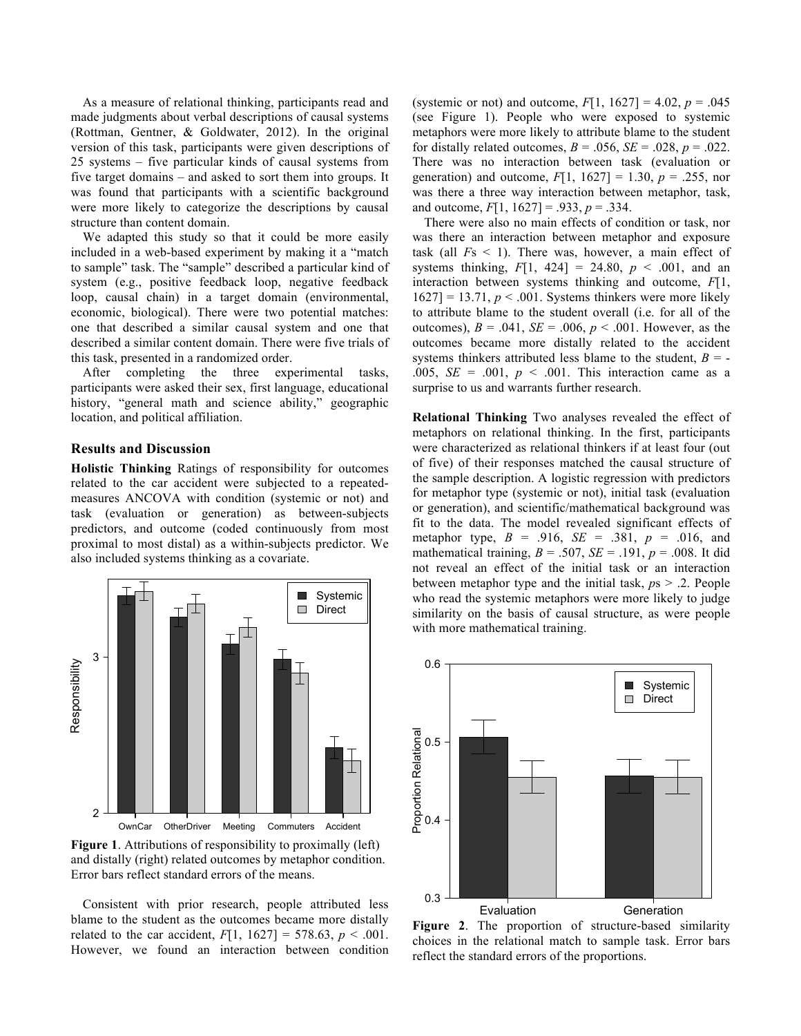As a measure of relational thinking, participants read and made judgments about verbal descriptions of causal systems (Rottman, Gentner, & Goldwater, 2012). In the original version of this task, participants were given descriptions of 25 systems – five particular kinds of causal systems from five target domains – and asked to sort them into groups. It was found that participants with a scientific background were more likely to categorize the descriptions by causal structure than content domain.

We adapted this study so that it could be more easily included in a web-based experiment by making it a "match to sample" task. The "sample" described a particular kind of system (e.g., positive feedback loop, negative feedback loop, causal chain) in a target domain (environmental, economic, biological). There were two potential matches: one that described a similar causal system and one that described a similar content domain. There were five trials of this task, presented in a randomized order.

After completing the three experimental tasks, participants were asked their sex, first language, educational history, "general math and science ability," geographic location, and political affiliation.

## Results and Discussion

**Holistic Thinking** Ratings of responsibility for outcomes related to the car accident were subjected to a repeated-measures ANCOVA with condition (systemic or not) and task (evaluation or generation) as between-subjects predictors, and outcome (coded continuously from most proximal to most distal) as a within-subjects predictor. We also included systems thinking as a covariate.

**Figure 1**. Attributions of responsibility to proximally (left) and distally (right) related outcomes by metaphor condition. Error bars reflect standard errors of the means.

Consistent with prior research, people attributed less blame to the student as the outcomes became more distally related to the car accident, $F[1, 1627] = 578.63$, $p < .001$. However, we found an interaction between condition (systemic or not) and outcome, $F[1, 1627] = 4.02$, $p = .045$ (see Figure 1). People who were exposed to systemic metaphors were more likely to attribute blame to the student for distally related outcomes, $B = .056$, $SE = .028$, $p = .022$. There was no interaction between task (evaluation or generation) and outcome, $F[1, 1627] = 1.30$, $p = .255$, nor was there a three way interaction between metaphor, task, and outcome, $F[1, 1627] = .933$, $p = .334$.

There were also no main effects of condition or task, nor was there an interaction between metaphor and exposure task (all $F$s $< 1$). There was, however, a main effect of systems thinking, $F[1, 424] = 24.80$, $p < .001$, and an interaction between systems thinking and outcome, $F[1, 1627] = 13.71$, $p < .001$. Systems thinkers were more likely to attribute blame to the student overall (i.e. for all of the outcomes), $B = .041$, $SE = .006$, $p < .001$. However, as the outcomes became more distally related to the accident systems thinkers attributed less blame to the student, $B = -.005$, $SE = .001$, $p < .001$. This interaction came as a surprise to us and warrants further research.

**Relational Thinking** Two analyses revealed the effect of metaphors on relational thinking. In the first, participants were characterized as relational thinkers if at least four (out of five) of their responses matched the causal structure of the sample description. A logistic regression with predictors for metaphor type (systemic or not), initial task (evaluation or generation), and scientific/mathematical background was fit to the data. The model revealed significant effects of metaphor type, $B = .916$, $SE = .381$, $p = .016$, and mathematical training, $B = .507$, $SE = .191$, $p = .008$. It did not reveal an effect of the initial task or an interaction between metaphor type and the initial task, $p$s $> .2$. People who read the systemic metaphors were more likely to judge similarity on the basis of causal structure, as were people with more mathematical training.

**Figure 2**. The proportion of structure-based similarity choices in the relational match to sample task. Error bars reflect the standard errors of the proportions.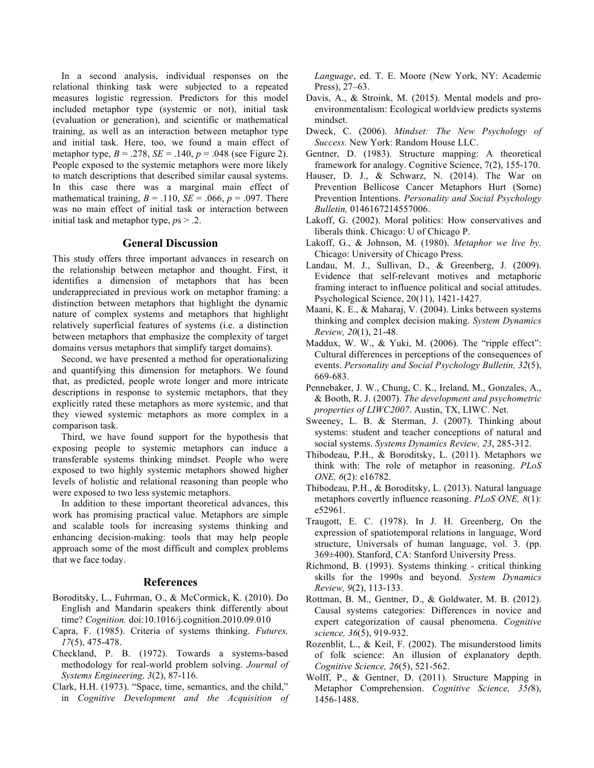In a second analysis, individual responses on the relational thinking task were subjected to a repeated measures logistic regression. Predictors for this model included metaphor type (systemic or not), initial task (evaluation or generation), and scientific or mathematical training, as well as an interaction between metaphor type and initial task. Here, too, we found a main effect of metaphor type, $B = .278$, $SE = .140$, $p = .048$ (see Figure 2). People exposed to the systemic metaphors were more likely to match descriptions that described similar causal systems. In this case there was a marginal main effect of mathematical training, $B = .110$, $SE = .066$, $p = .097$. There was no main effect of initial task or interaction between initial task and metaphor type, $ps > .2$.

## General Discussion

This study offers three important advances in research on the relationship between metaphor and thought. First, it identifies a dimension of metaphors that has been underappreciated in previous work on metaphor framing: a distinction between metaphors that highlight the dynamic nature of complex systems and metaphors that highlight relatively superficial features of systems (i.e. a distinction between metaphors that emphasize the complexity of target domains versus metaphors that simplify target domains).

Second, we have presented a method for operationalizing and quantifying this dimension for metaphors. We found that, as predicted, people wrote longer and more intricate descriptions in response to systemic metaphors, that they explicitly rated these metaphors as more systemic, and that they viewed systemic metaphors as more complex in a comparison task.

Third, we have found support for the hypothesis that exposing people to systemic metaphors can induce a transferable systems thinking mindset. People who were exposed to two highly systemic metaphors showed higher levels of holistic and relational reasoning than people who were exposed to two less systemic metaphors.

In addition to these important theoretical advances, this work has promising practical value. Metaphors are simple and scalable tools for increasing systems thinking and enhancing decision-making: tools that may help people approach some of the most difficult and complex problems that we face today.

## References

Boroditsky, L., Fuhrman, O., & McCormick, K. (2010). Do English and Mandarin speakers think differently about time? *Cognition.* doi:10.1016/j.cognition.2010.09.010

Capra, F. (1985). Criteria of systems thinking. *Futures, 17*(5), 475-478.

Checkland, P. B. (1972). Towards a systems-based methodology for real-world problem solving. *Journal of Systems Engineering, 3*(2), 87-116.

Clark, H.H. (1973). "Space, time, semantics, and the child," in *Cognitive Development and the Acquisition of Language*, ed. T. E. Moore (New York, NY: Academic Press), 27–63.

Davis, A., & Stroink, M. (2015). Mental models and pro-environmentalism: Ecological worldview predicts systems mindset.

Dweck, C. (2006). *Mindset: The New Psychology of Success.* New York: Random House LLC.

Gentner, D. (1983). Structure mapping: A theoretical framework for analogy. Cognitive Science, 7(2), 155-170.

Hauser, D. J., & Schwarz, N. (2014). The War on Prevention Bellicose Cancer Metaphors Hurt (Some) Prevention Intentions. *Personality and Social Psychology Bulletin,* 0146167214557006.

Lakoff, G. (2002). Moral politics: How conservatives and liberals think. Chicago: U of Chicago P.

Lakoff, G., & Johnson, M. (1980). *Metaphor we live by.* Chicago: University of Chicago Press.

Landau, M. J., Sullivan, D., & Greenberg, J. (2009). Evidence that self-relevant motives and metaphoric framing interact to influence political and social attitudes. Psychological Science, 20(11), 1421-1427.

Maani, K. E., & Maharaj, V. (2004). Links between systems thinking and complex decision making. *System Dynamics Review, 20*(1), 21-48.

Maddux, W. W., & Yuki, M. (2006). The "ripple effect": Cultural differences in perceptions of the consequences of events. *Personality and Social Psychology Bulletin, 32*(5), 669-683.

Pennebaker, J. W., Chung, C. K., Ireland, M., Gonzales, A., & Booth, R. J. (2007). *The development and psychometric properties of LIWC2007*. Austin, TX, LIWC. Net.

Sweeney, L. B. & Sterman, J. (2007). Thinking about systems: student and teacher conceptions of natural and social systems. *Systems Dynamics Review, 23*, 285-312.

Thibodeau, P.H., & Boroditsky, L. (2011). Metaphors we think with: The role of metaphor in reasoning. *PLoS ONE, 6*(2): e16782.

Thibodeau, P.H., & Boroditsky, L. (2013). Natural language metaphors covertly influence reasoning. *PLoS ONE, 8*(1): e52961.

Traugott, E. C. (1978). In J. H. Greenberg, On the expression of spatiotemporal relations in language, Word structure, Universals of human language, vol. 3. (pp. 369±400). Stanford, CA: Stanford University Press.

Richmond, B. (1993). Systems thinking - critical thinking skills for the 1990s and beyond. *System Dynamics Review, 9*(2), 113-133.

Rottman, B. M., Gentner, D., & Goldwater, M. B. (2012). Causal systems categories: Differences in novice and expert categorization of causal phenomena. *Cognitive science, 36*(5), 919-932.

Rozenblit, L., & Keil, F. (2002). The misunderstood limits of folk science: An illusion of explanatory depth. *Cognitive Science, 26*(5), 521-562.

Wolff, P., & Gentner, D. (2011). Structure Mapping in Metaphor Comprehension. *Cognitive Science, 35(*8), 1456-1488.